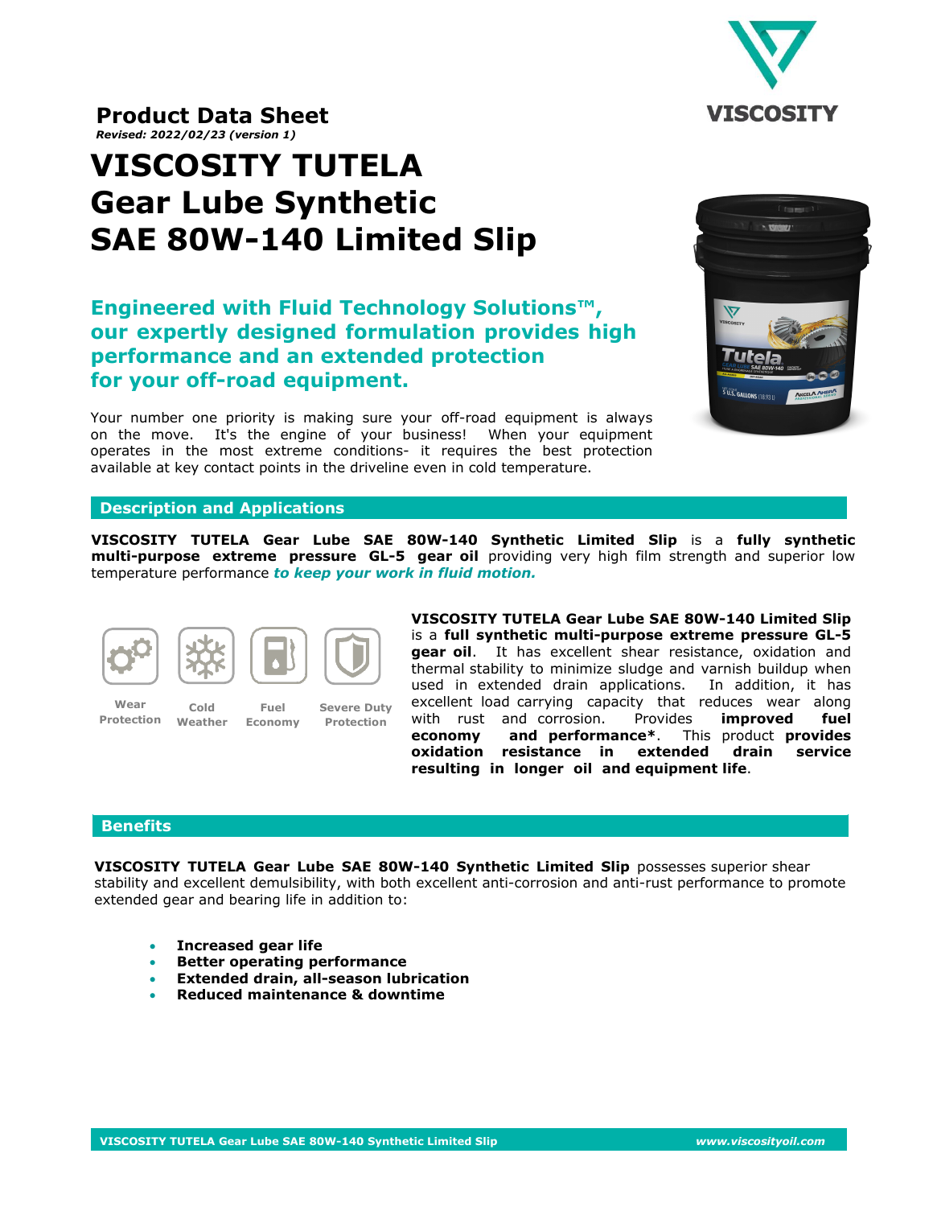**Product Data Sheet**
*Revised: 2022/02/23 (version 1)*

# VISCOSITY TUTELA Gear Lube Synthetic SAE 80W-140 Limited Slip

## Engineered with Fluid Technology Solutions™, our expertly designed formulation provides high performance and an extended protection for your off-road equipment.

Your number one priority is making sure your off-road equipment is always on the move. It's the engine of your business! When your equipment operates in the most extreme conditions- it requires the best protection available at key contact points in the driveline even in cold temperature.

## Description and Applications

**VISCOSITY TUTELA Gear Lube SAE 80W-140 Synthetic Limited Slip** is a **fully synthetic multi-purpose extreme pressure GL-5 gear oil** providing very high film strength and superior low temperature performance ***to keep your work in fluid motion.***

Wear Protection | Cold Weather | Fuel Economy | Severe Duty Protection

**VISCOSITY TUTELA Gear Lube SAE 80W-140 Limited Slip** is a **full synthetic multi-purpose extreme pressure GL-5 gear oil**. It has excellent shear resistance, oxidation and thermal stability to minimize sludge and varnish buildup when used in extended drain applications. In addition, it has excellent load carrying capacity that reduces wear along with rust and corrosion. Provides **improved fuel economy and performance***. This product **provides oxidation resistance in extended drain service resulting in longer oil and equipment life**.

## Benefits

**VISCOSITY TUTELA Gear Lube SAE 80W-140 Synthetic Limited Slip** possesses superior shear stability and excellent demulsibility, with both excellent anti-corrosion and anti-rust performance to promote extended gear and bearing life in addition to:

- **Increased gear life**
- **Better operating performance**
- **Extended drain, all-season lubrication**
- **Reduced maintenance & downtime**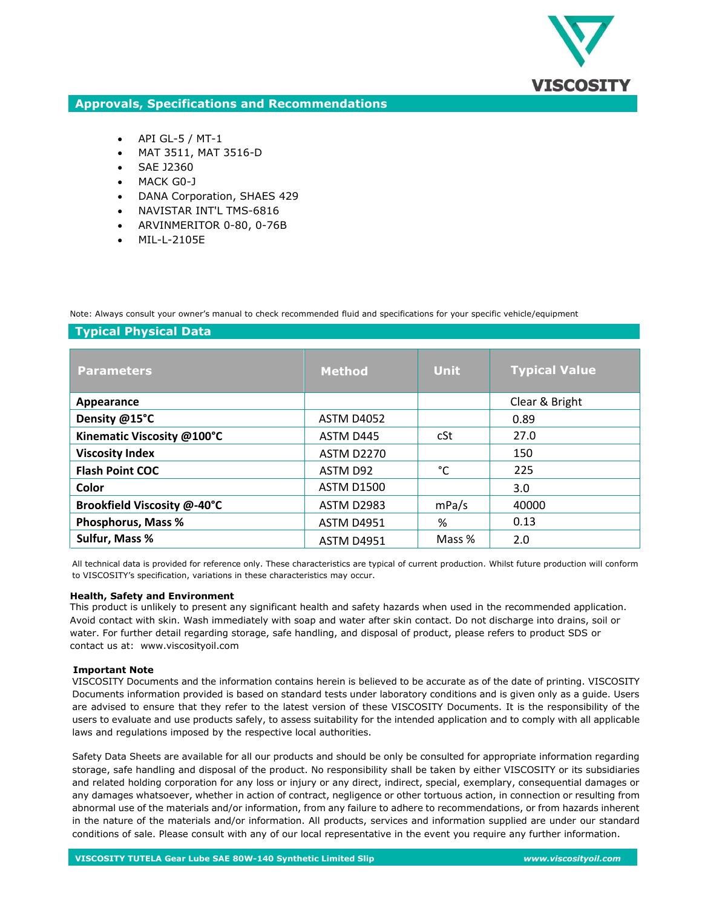## Approvals, Specifications and Recommendations

- API GL-5 / MT-1
- MAT 3511, MAT 3516-D
- SAE J2360
- MACK G0-J
- DANA Corporation, SHAES 429
- NAVISTAR INT'L TMS-6816
- ARVINMERITOR 0-80, 0-76B
- MIL-L-2105E

Note: Always consult your owner's manual to check recommended fluid and specifications for your specific vehicle/equipment

## Typical Physical Data

| Parameters | Method | Unit | Typical Value |
|---|---|---|---|
| **Appearance** | | | Clear & Bright |
| **Density @15°C** | ASTM D4052 | | 0.89 |
| **Kinematic Viscosity @100°C** | ASTM D445 | cSt | 27.0 |
| **Viscosity Index** | ASTM D2270 | | 150 |
| **Flash Point COC** | ASTM D92 | °C | 225 |
| **Color** | ASTM D1500 | | 3.0 |
| **Brookfield Viscosity @-40°C** | ASTM D2983 | mPa/s | 40000 |
| **Phosphorus, Mass %** | ASTM D4951 | % | 0.13 |
| **Sulfur, Mass %** | ASTM D4951 | Mass % | 2.0 |

All technical data is provided for reference only. These characteristics are typical of current production. Whilst future production will conform to VISCOSITY's specification, variations in these characteristics may occur.

**Health, Safety and Environment**

This product is unlikely to present any significant health and safety hazards when used in the recommended application. Avoid contact with skin. Wash immediately with soap and water after skin contact. Do not discharge into drains, soil or water. For further detail regarding storage, safe handling, and disposal of product, please refers to product SDS or contact us at: www.viscosityoil.com

**Important Note**

VISCOSITY Documents and the information contains herein is believed to be accurate as of the date of printing. VISCOSITY Documents information provided is based on standard tests under laboratory conditions and is given only as a guide. Users are advised to ensure that they refer to the latest version of these VISCOSITY Documents. It is the responsibility of the users to evaluate and use products safely, to assess suitability for the intended application and to comply with all applicable laws and regulations imposed by the respective local authorities.

Safety Data Sheets are available for all our products and should be only be consulted for appropriate information regarding storage, safe handling and disposal of the product. No responsibility shall be taken by either VISCOSITY or its subsidiaries and related holding corporation for any loss or injury or any direct, indirect, special, exemplary, consequential damages or any damages whatsoever, whether in action of contract, negligence or other tortuous action, in connection or resulting from abnormal use of the materials and/or information, from any failure to adhere to recommendations, or from hazards inherent in the nature of the materials and/or information. All products, services and information supplied are under our standard conditions of sale. Please consult with any of our local representative in the event you require any further information.